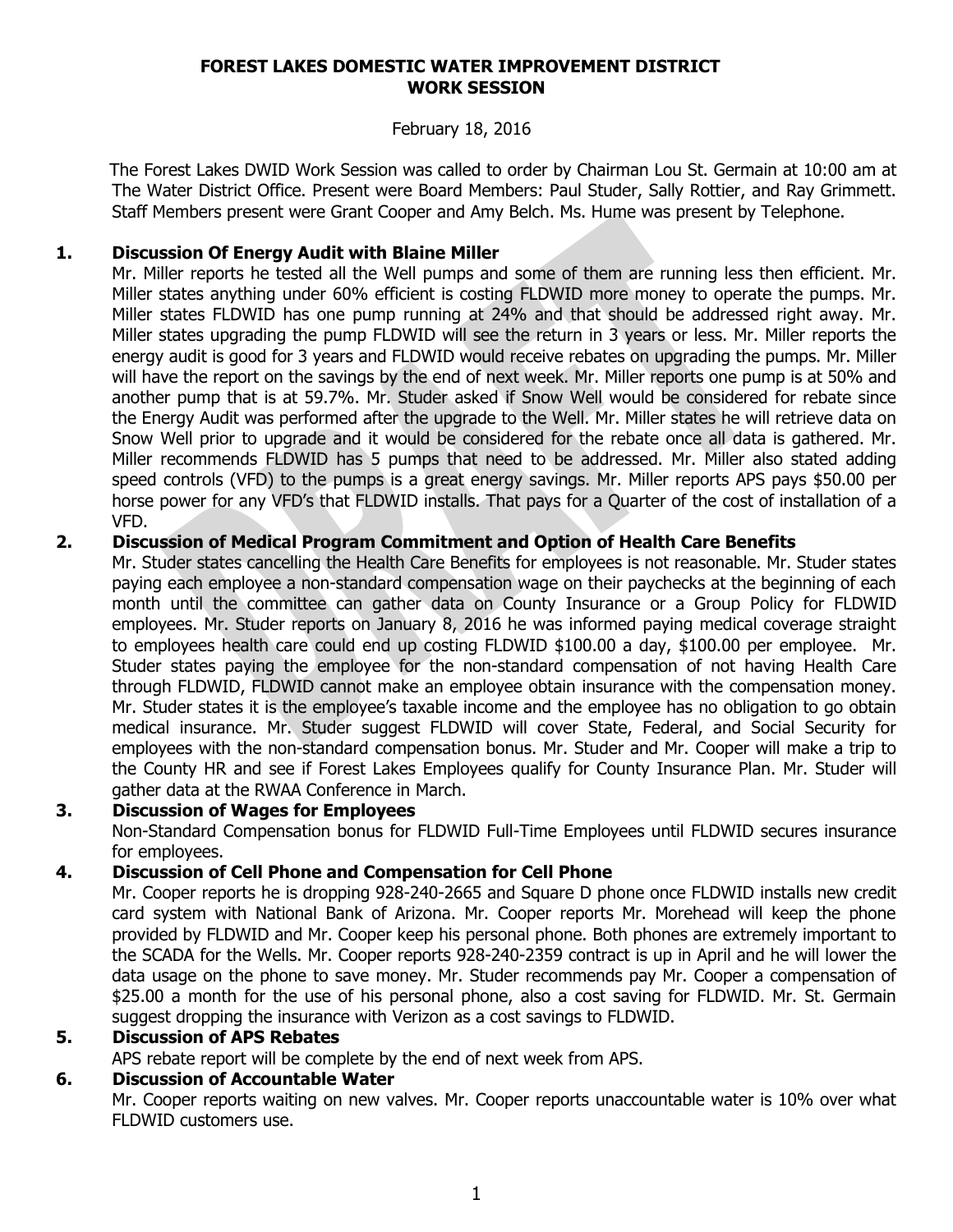# FOREST LAKES DOMESTIC WATER IMPROVEMENT DISTRICT
# WORK SESSION

February 18, 2016

The Forest Lakes DWID Work Session was called to order by Chairman Lou St. Germain at 10:00 am at The Water District Office. Present were Board Members: Paul Studer, Sally Rottier, and Ray Grimmett. Staff Members present were Grant Cooper and Amy Belch. Ms. Hume was present by Telephone.

**1. Discussion Of Energy Audit with Blaine Miller**

Mr. Miller reports he tested all the Well pumps and some of them are running less then efficient. Mr. Miller states anything under 60% efficient is costing FLDWID more money to operate the pumps. Mr. Miller states FLDWID has one pump running at 24% and that should be addressed right away. Mr. Miller states upgrading the pump FLDWID will see the return in 3 years or less. Mr. Miller reports the energy audit is good for 3 years and FLDWID would receive rebates on upgrading the pumps. Mr. Miller will have the report on the savings by the end of next week. Mr. Miller reports one pump is at 50% and another pump that is at 59.7%. Mr. Studer asked if Snow Well would be considered for rebate since the Energy Audit was performed after the upgrade to the Well. Mr. Miller states he will retrieve data on Snow Well prior to upgrade and it would be considered for the rebate once all data is gathered. Mr. Miller recommends FLDWID has 5 pumps that need to be addressed. Mr. Miller also stated adding speed controls (VFD) to the pumps is a great energy savings. Mr. Miller reports APS pays $50.00 per horse power for any VFD's that FLDWID installs. That pays for a Quarter of the cost of installation of a VFD.

**2. Discussion of Medical Program Commitment and Option of Health Care Benefits**

Mr. Studer states cancelling the Health Care Benefits for employees is not reasonable. Mr. Studer states paying each employee a non-standard compensation wage on their paychecks at the beginning of each month until the committee can gather data on County Insurance or a Group Policy for FLDWID employees. Mr. Studer reports on January 8, 2016 he was informed paying medical coverage straight to employees health care could end up costing FLDWID $100.00 a day, $100.00 per employee. Mr. Studer states paying the employee for the non-standard compensation of not having Health Care through FLDWID, FLDWID cannot make an employee obtain insurance with the compensation money. Mr. Studer states it is the employee's taxable income and the employee has no obligation to go obtain medical insurance. Mr. Studer suggest FLDWID will cover State, Federal, and Social Security for employees with the non-standard compensation bonus. Mr. Studer and Mr. Cooper will make a trip to the County HR and see if Forest Lakes Employees qualify for County Insurance Plan. Mr. Studer will gather data at the RWAA Conference in March.

**3. Discussion of Wages for Employees**

Non-Standard Compensation bonus for FLDWID Full-Time Employees until FLDWID secures insurance for employees.

**4. Discussion of Cell Phone and Compensation for Cell Phone**

Mr. Cooper reports he is dropping 928-240-2665 and Square D phone once FLDWID installs new credit card system with National Bank of Arizona. Mr. Cooper reports Mr. Morehead will keep the phone provided by FLDWID and Mr. Cooper keep his personal phone. Both phones are extremely important to the SCADA for the Wells. Mr. Cooper reports 928-240-2359 contract is up in April and he will lower the data usage on the phone to save money. Mr. Studer recommends pay Mr. Cooper a compensation of $25.00 a month for the use of his personal phone, also a cost saving for FLDWID. Mr. St. Germain suggest dropping the insurance with Verizon as a cost savings to FLDWID.

**5. Discussion of APS Rebates**

APS rebate report will be complete by the end of next week from APS.

**6. Discussion of Accountable Water**

Mr. Cooper reports waiting on new valves. Mr. Cooper reports unaccountable water is 10% over what FLDWID customers use.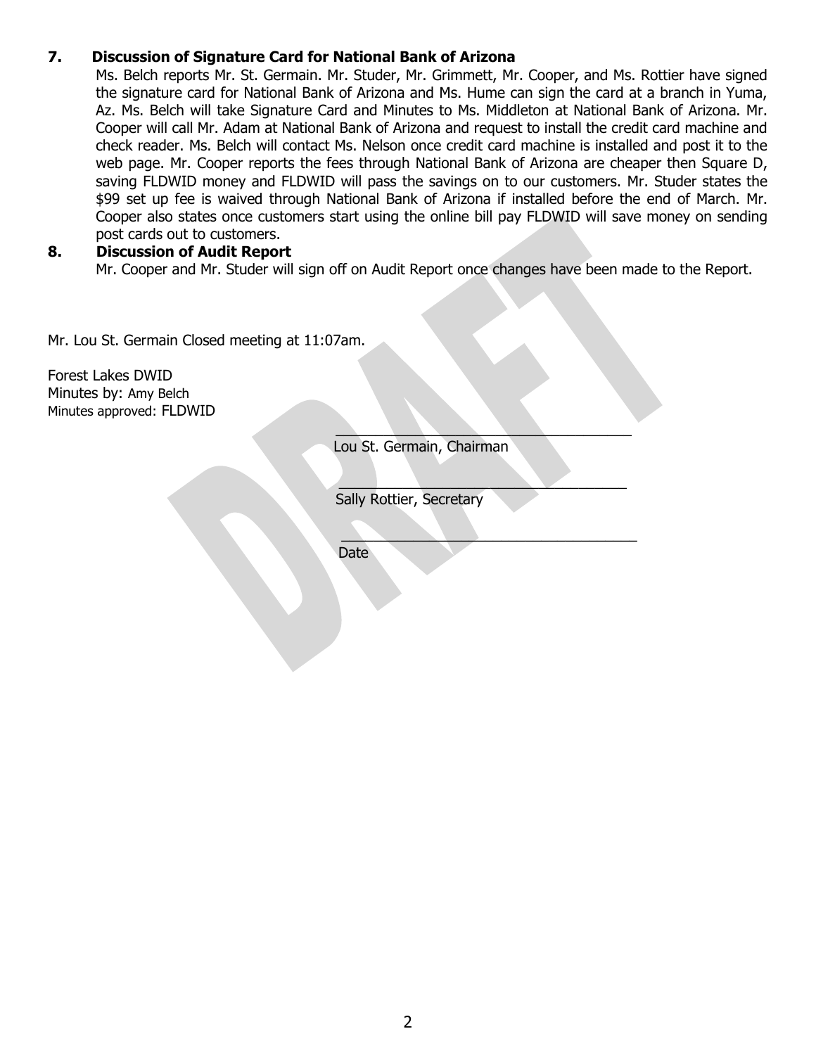**7. Discussion of Signature Card for National Bank of Arizona**

Ms. Belch reports Mr. St. Germain. Mr. Studer, Mr. Grimmett, Mr. Cooper, and Ms. Rottier have signed the signature card for National Bank of Arizona and Ms. Hume can sign the card at a branch in Yuma, Az. Ms. Belch will take Signature Card and Minutes to Ms. Middleton at National Bank of Arizona. Mr. Cooper will call Mr. Adam at National Bank of Arizona and request to install the credit card machine and check reader. Ms. Belch will contact Ms. Nelson once credit card machine is installed and post it to the web page. Mr. Cooper reports the fees through National Bank of Arizona are cheaper then Square D, saving FLDWID money and FLDWID will pass the savings on to our customers. Mr. Studer states the $99 set up fee is waived through National Bank of Arizona if installed before the end of March. Mr. Cooper also states once customers start using the online bill pay FLDWID will save money on sending post cards out to customers.

**8. Discussion of Audit Report**

Mr. Cooper and Mr. Studer will sign off on Audit Report once changes have been made to the Report.

Mr. Lou St. Germain Closed meeting at 11:07am.

Forest Lakes DWID
Minutes by: Amy Belch
Minutes approved: FLDWID

\_\_\_\_\_\_\_\_\_\_\_\_\_\_\_\_\_\_\_\_\_\_\_\_\_\_\_\_\_\_\_\_\_\_\_\_
Lou St. Germain, Chairman

\_\_\_\_\_\_\_\_\_\_\_\_\_\_\_\_\_\_\_\_\_\_\_\_\_\_\_\_\_\_\_\_\_\_\_\_
Sally Rottier, Secretary

\_\_\_\_\_\_\_\_\_\_\_\_\_\_\_\_\_\_\_\_\_\_\_\_\_\_\_\_\_\_\_\_\_\_\_\_
Date

DRAFT